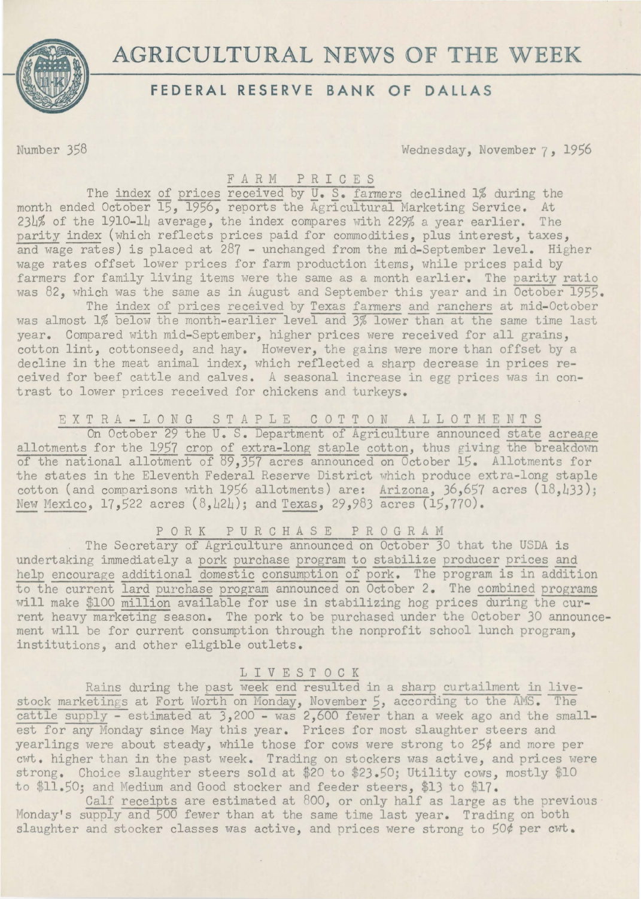# AGRICULTURAL NEWS OF THE WEEK

## FEDERAL RESERVE BANK OF DALLAS

Number 358 Wednesday, November 7, 1956

### FARM PRICES

The index of prices received by U. S. farmers declined 1% during the month ended October 15, 1956, reports the Agricultural Marketing Service. At 234% of the 1910-14 average, the index compares with 229% a year earlier. The parity index (which reflects prices paid for commodities, plus interest, taxes, and wage rates) is placed at 287 - unchanged from the mid-September level. Higher wage rates offset lower prices for farm production items, while prices paid by farmers for family living items were the same as a month earlier. The parity ratio was 82, which was the same as in August and September this year and in October 1955.

The index of prices received by Texas farmers and ranchers at mid-October was almost 1% below the month-earlier level and 3% lower than at the same time last year. Compared with mid-September, higher prices were received for all grains, cotton lint, cottonseed, and hay. However, the gains were more than offset by a decline in the meat animal index, which reflected a sharp decrease in prices received for beef cattle and calves. A seasonal increase in egg prices was in contrast to lower prices received for chickens and turkeys.

### EXTRA-LONG STAPLE COTTON ALLOTMENTS

On October 29 the U. S. Department of Agriculture announced state acreage allotments for the 1957 crop of extra-long staple cotton, thus giving the breakdown of the national allotment of 89,357 acres announced on October 15. Allotments for the states in the Eleventh Federal Reserve District which produce extra-long staple cotton (and comparisons with 1956 allotments) are: Arizona, 36,657 acres (18,433); New Mexico, 17,522 acres (8,424); and Texas, 29,983 acres (15,770).

### PORK PURCHASE PROGRAM

The Secretary of Agriculture announced on October 30 that the USDA is undertaking immediately a pork purchase program to stabilize producer prices and help encourage additional domestic consumption of pork. The program is in addition to the current lard purchase program announced on October 2. The combined programs will make $100 million available for use in stabilizing hog prices during the current heavy marketing season. The pork to be purchased under the October 30 announcement will be for current consumption through the nonprofit school lunch program, institutions, and other eligible outlets.

### LIVESTOCK

Rains during the past week end resulted in a sharp curtailment in livestock marketings at Fort Worth on Monday, November 5, according to the AMS. The cattle supply - estimated at 3,200 - was 2,600 fewer than a week ago and the smallest for any Monday since May this year. Prices for most slaughter steers and yearlings were about steady, while those for cows were strong to 25¢ and more per cwt. higher than in the past week. Trading on stockers was active, and prices were strong. Choice slaughter steers sold at $20 to $23.50; Utility cows, mostly $10 to $11.50; and Medium and Good stocker and feeder steers, $13 to $17.

Calf receipts are estimated at 800, or only half as large as the previous Monday's supply and 500 fewer than at the same time last year. Trading on both slaughter and stocker classes was active, and prices were strong to 50¢ per cwt.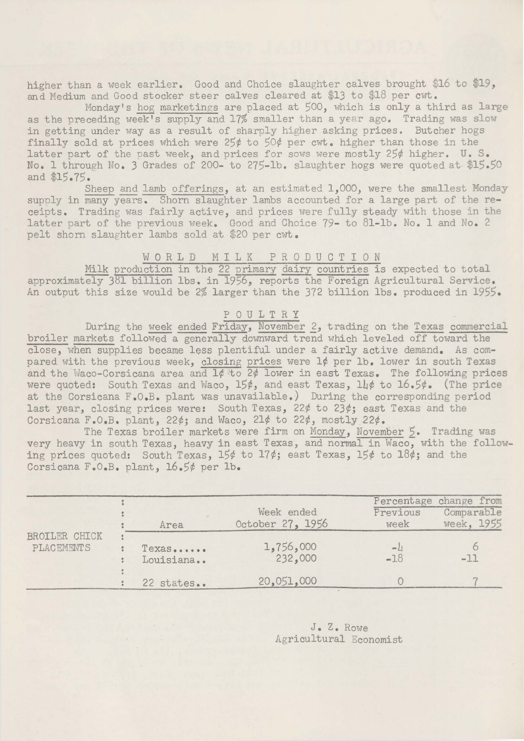higher than a week earlier. Good and Choice slaughter calves brought $16 to $19, and Medium and Good stocker steer calves cleared at $13 to $18 per cwt.

Monday's hog marketings are placed at 500, which is only a third as large as the preceding week's supply and 17% smaller than a year ago. Trading was slow in getting under way as a result of sharply higher asking prices. Butcher hogs finally sold at prices which were 25¢ to 50¢ per cwt. higher than those in the latter part of the past week, and prices for sows were mostly 25¢ higher. U. S. No. 1 through No. 3 Grades of 200- to 275-lb. slaughter hogs were quoted at $15.50 and $15.75.

Sheep and lamb offerings, at an estimated 1,000, were the smallest Monday supply in many years. Shorn slaughter lambs accounted for a large part of the receipts. Trading was fairly active, and prices were fully steady with those in the latter part of the previous week. Good and Choice 79- to 81-lb. No. 1 and No. 2 pelt shorn slaughter lambs sold at $20 per cwt.

## WORLD MILK PRODUCTION

Milk production in the 22 primary dairy countries is expected to total approximately 381 billion lbs. in 1956, reports the Foreign Agricultural Service. An output this size would be 2% larger than the 372 billion lbs. produced in 1955.

## POULTRY

During the week ended Friday, November 2, trading on the Texas commercial broiler markets followed a generally downward trend which leveled off toward the close, when supplies became less plentiful under a fairly active demand. As compared with the previous week, closing prices were 1¢ per lb. lower in south Texas and the Waco-Corsicana area and 1¢ to 2¢ lower in east Texas. The following prices were quoted: South Texas and Waco, 15¢, and east Texas, 14¢ to 16.5¢. (The price at the Corsicana F.O.B. plant was unavailable.) During the corresponding period last year, closing prices were: South Texas, 22¢ to 23¢; east Texas and the Corsicana F.O.B. plant, 22¢; and Waco, 21¢ to 22¢, mostly 22¢.

The Texas broiler markets were firm on Monday, November 5. Trading was very heavy in south Texas, heavy in east Texas, and normal in Waco, with the following prices quoted: South Texas, 15¢ to 17¢; east Texas, 15¢ to 18¢; and the Corsicana F.O.B. plant, 16.5¢ per lb.

| | Area | Week ended October 27, 1956 | Percentage change from Previous week | Percentage change from Comparable week, 1955 |
|---|---|---|---|---|
| BROILER CHICK PLACEMENTS | Texas...... | 1,756,000 | -4 | 6 |
| | Louisiana.. | 232,000 | -18 | -11 |
| | 22 states.. | 20,051,000 | 0 | 7 |

J. Z. Rowe
Agricultural Economist